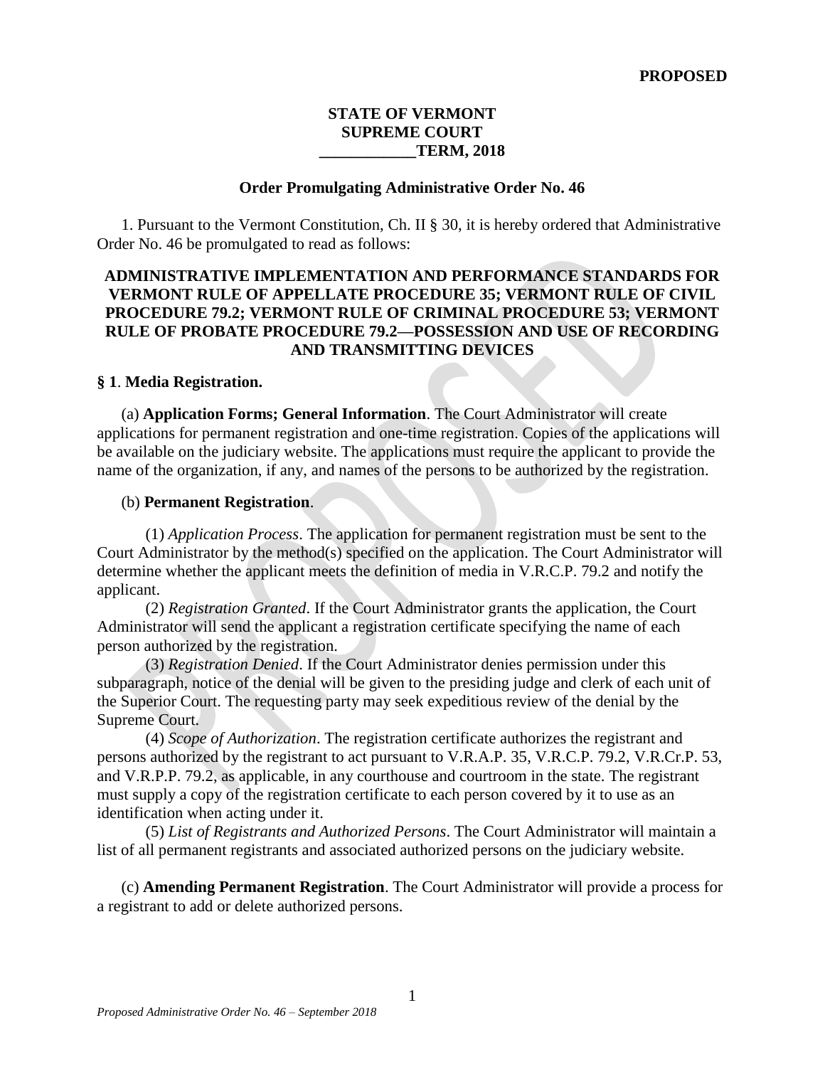**PROPOSED**

**STATE OF VERMONT**
**SUPREME COURT**
**____________TERM, 2018**

**Order Promulgating Administrative Order No. 46**

1. Pursuant to the Vermont Constitution, Ch. II § 30, it is hereby ordered that Administrative Order No. 46 be promulgated to read as follows:

**ADMINISTRATIVE IMPLEMENTATION AND PERFORMANCE STANDARDS FOR VERMONT RULE OF APPELLATE PROCEDURE 35; VERMONT RULE OF CIVIL PROCEDURE 79.2; VERMONT RULE OF CRIMINAL PROCEDURE 53; VERMONT RULE OF PROBATE PROCEDURE 79.2—POSSESSION AND USE OF RECORDING AND TRANSMITTING DEVICES**

**§ 1**. **Media Registration.**

(a) **Application Forms; General Information**. The Court Administrator will create applications for permanent registration and one-time registration. Copies of the applications will be available on the judiciary website. The applications must require the applicant to provide the name of the organization, if any, and names of the persons to be authorized by the registration.

(b) **Permanent Registration**.

(1) *Application Process*. The application for permanent registration must be sent to the Court Administrator by the method(s) specified on the application. The Court Administrator will determine whether the applicant meets the definition of media in V.R.C.P. 79.2 and notify the applicant.

(2) *Registration Granted*. If the Court Administrator grants the application, the Court Administrator will send the applicant a registration certificate specifying the name of each person authorized by the registration.

(3) *Registration Denied*. If the Court Administrator denies permission under this subparagraph, notice of the denial will be given to the presiding judge and clerk of each unit of the Superior Court. The requesting party may seek expeditious review of the denial by the Supreme Court.

(4) *Scope of Authorization*. The registration certificate authorizes the registrant and persons authorized by the registrant to act pursuant to V.R.A.P. 35, V.R.C.P. 79.2, V.R.Cr.P. 53, and V.R.P.P. 79.2, as applicable, in any courthouse and courtroom in the state. The registrant must supply a copy of the registration certificate to each person covered by it to use as an identification when acting under it.

(5) *List of Registrants and Authorized Persons*. The Court Administrator will maintain a list of all permanent registrants and associated authorized persons on the judiciary website.

(c) **Amending Permanent Registration**. The Court Administrator will provide a process for a registrant to add or delete authorized persons.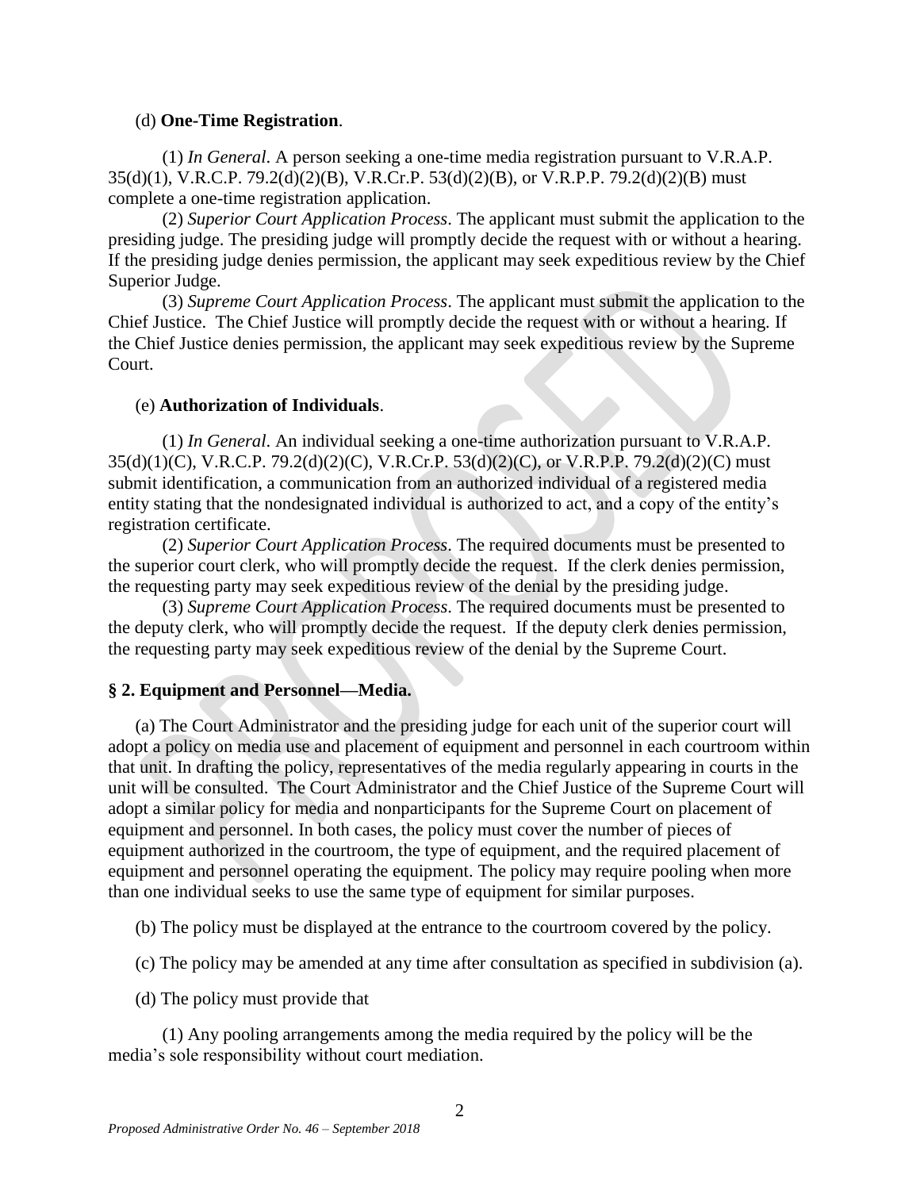(d) **One-Time Registration**.

(1) *In General*. A person seeking a one-time media registration pursuant to V.R.A.P. 35(d)(1), V.R.C.P. 79.2(d)(2)(B), V.R.Cr.P. 53(d)(2)(B), or V.R.P.P. 79.2(d)(2)(B) must complete a one-time registration application.

(2) *Superior Court Application Process*. The applicant must submit the application to the presiding judge. The presiding judge will promptly decide the request with or without a hearing. If the presiding judge denies permission, the applicant may seek expeditious review by the Chief Superior Judge.

(3) *Supreme Court Application Process*. The applicant must submit the application to the Chief Justice. The Chief Justice will promptly decide the request with or without a hearing. If the Chief Justice denies permission, the applicant may seek expeditious review by the Supreme Court.

(e) **Authorization of Individuals**.

(1) *In General*. An individual seeking a one-time authorization pursuant to V.R.A.P. 35(d)(1)(C), V.R.C.P. 79.2(d)(2)(C), V.R.Cr.P. 53(d)(2)(C), or V.R.P.P. 79.2(d)(2)(C) must submit identification, a communication from an authorized individual of a registered media entity stating that the nondesignated individual is authorized to act, and a copy of the entity's registration certificate.

(2) *Superior Court Application Process*. The required documents must be presented to the superior court clerk, who will promptly decide the request. If the clerk denies permission, the requesting party may seek expeditious review of the denial by the presiding judge.

(3) *Supreme Court Application Process*. The required documents must be presented to the deputy clerk, who will promptly decide the request. If the deputy clerk denies permission, the requesting party may seek expeditious review of the denial by the Supreme Court.

### § 2. Equipment and Personnel—Media.

(a) The Court Administrator and the presiding judge for each unit of the superior court will adopt a policy on media use and placement of equipment and personnel in each courtroom within that unit. In drafting the policy, representatives of the media regularly appearing in courts in the unit will be consulted. The Court Administrator and the Chief Justice of the Supreme Court will adopt a similar policy for media and nonparticipants for the Supreme Court on placement of equipment and personnel. In both cases, the policy must cover the number of pieces of equipment authorized in the courtroom, the type of equipment, and the required placement of equipment and personnel operating the equipment. The policy may require pooling when more than one individual seeks to use the same type of equipment for similar purposes.

(b) The policy must be displayed at the entrance to the courtroom covered by the policy.

(c) The policy may be amended at any time after consultation as specified in subdivision (a).

(d) The policy must provide that

(1) Any pooling arrangements among the media required by the policy will be the media's sole responsibility without court mediation.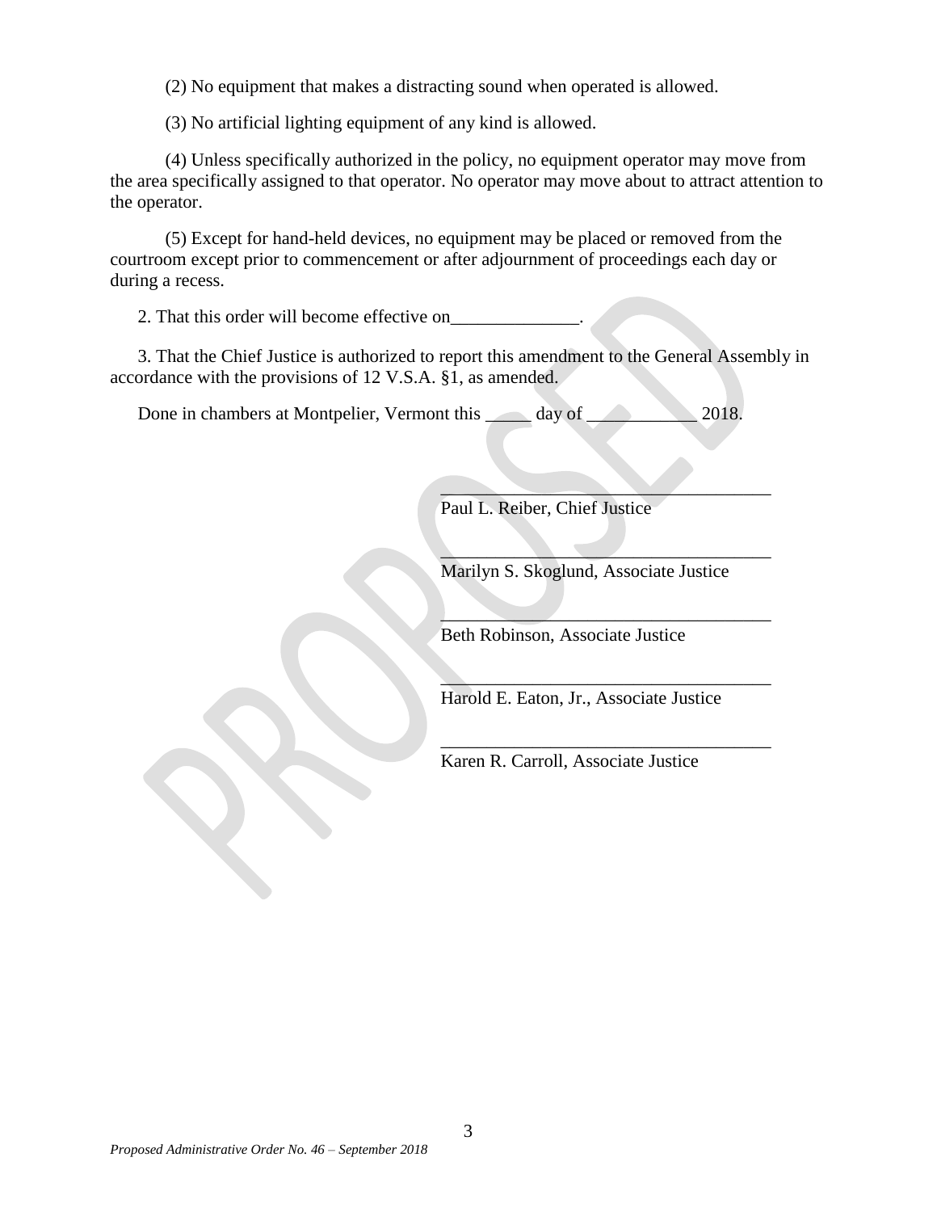(2) No equipment that makes a distracting sound when operated is allowed.

(3) No artificial lighting equipment of any kind is allowed.

(4) Unless specifically authorized in the policy, no equipment operator may move from the area specifically assigned to that operator. No operator may move about to attract attention to the operator.

(5) Except for hand-held devices, no equipment may be placed or removed from the courtroom except prior to commencement or after adjournment of proceedings each day or during a recess.

2. That this order will become effective on______________.

3. That the Chief Justice is authorized to report this amendment to the General Assembly in accordance with the provisions of 12 V.S.A. §1, as amended.

Done in chambers at Montpelier, Vermont this _____ day of ____________ 2018.

____________________________________
Paul L. Reiber, Chief Justice

____________________________________
Marilyn S. Skoglund, Associate Justice

____________________________________
Beth Robinson, Associate Justice

____________________________________
Harold E. Eaton, Jr., Associate Justice

____________________________________
Karen R. Carroll, Associate Justice